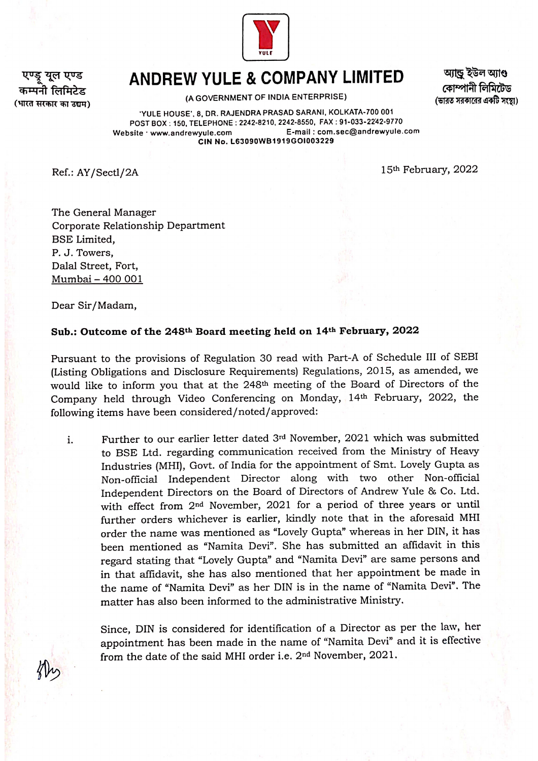एण्ड्रू यूल एण्ड
कम्पनी लिमिटेड
(भारत सरकार का उद्यम)

# ANDREW YULE & COMPANY LIMITED

(A GOVERNMENT OF INDIA ENTERPRISE)

অ্যান্ড্রু ইউল অ্যাণ্ড
কোম্পানী লিমিটেড
(ভারত সরকারের একটি সংস্থা)

'YULE HOUSE', 8, DR. RAJENDRA PRASAD SARANI, KOLKATA-700 001
POST BOX : 150, TELEPHONE : 2242-8210, 2242-8550, FAX : 91-033-2242-9770
Website : www.andrewyule.com E-mail : com.sec@andrewyule.com
CIN No. L63090WB1919GOI003229

Ref.: AY/Sectl/2A

15th February, 2022

The General Manager
Corporate Relationship Department
BSE Limited,
P. J. Towers,
Dalal Street, Fort,
Mumbai – 400 001

Dear Sir/Madam,

**Sub.: Outcome of the 248th Board meeting held on 14th February, 2022**

Pursuant to the provisions of Regulation 30 read with Part-A of Schedule III of SEBI (Listing Obligations and Disclosure Requirements) Regulations, 2015, as amended, we would like to inform you that at the 248th meeting of the Board of Directors of the Company held through Video Conferencing on Monday, 14th February, 2022, the following items have been considered/noted/approved:

i. Further to our earlier letter dated 3rd November, 2021 which was submitted to BSE Ltd. regarding communication received from the Ministry of Heavy Industries (MHI), Govt. of India for the appointment of Smt. Lovely Gupta as Non-official Independent Director along with two other Non-official Independent Directors on the Board of Directors of Andrew Yule & Co. Ltd. with effect from 2nd November, 2021 for a period of three years or until further orders whichever is earlier, kindly note that in the aforesaid MHI order the name was mentioned as "Lovely Gupta" whereas in her DIN, it has been mentioned as "Namita Devi". She has submitted an affidavit in this regard stating that "Lovely Gupta" and "Namita Devi" are same persons and in that affidavit, she has also mentioned that her appointment be made in the name of "Namita Devi" as her DIN is in the name of "Namita Devi". The matter has also been informed to the administrative Ministry.

   Since, DIN is considered for identification of a Director as per the law, her appointment has been made in the name of "Namita Devi" and it is effective from the date of the said MHI order i.e. 2nd November, 2021.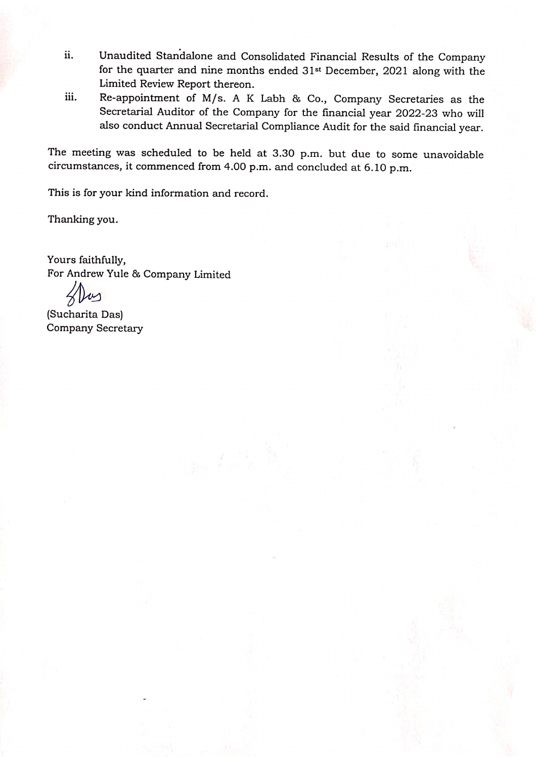ii. Unaudited Standalone and Consolidated Financial Results of the Company for the quarter and nine months ended 31st December, 2021 along with the Limited Review Report thereon.

iii. Re-appointment of M/s. A K Labh & Co., Company Secretaries as the Secretarial Auditor of the Company for the financial year 2022-23 who will also conduct Annual Secretarial Compliance Audit for the said financial year.

The meeting was scheduled to be held at 3.30 p.m. but due to some unavoidable circumstances, it commenced from 4.00 p.m. and concluded at 6.10 p.m.

This is for your kind information and record.

Thanking you.

Yours faithfully,
For Andrew Yule & Company Limited

(Sucharita Das)
Company Secretary